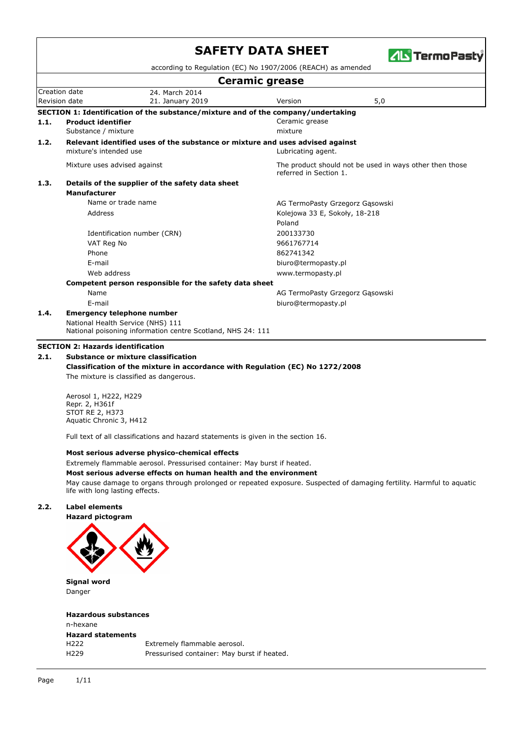# SAFETY DATA SHEET

according to Regulation (EC) No 1907/2006 (REACH) as amended

## Ceramic grease

| Creation date | 24. March 2014 | | |
|---|---|---|---|
| Revision date | 21. January 2019 | Version | 5,0 |

### SECTION 1: Identification of the substance/mixture and of the company/undertaking

**1.1. Product identifier**

| | |
|---|---|
| **Product identifier** | Ceramic grease |
| Substance / mixture | mixture |

**1.2. Relevant identified uses of the substance or mixture and uses advised against**

| | |
|---|---|
| mixture's intended use | Lubricating agent. |
| Mixture uses advised against | The product should not be used in ways other then those referred in Section 1. |

**1.3. Details of the supplier of the safety data sheet**

**Manufacturer**

| | |
|---|---|
| Name or trade name | AG TermoPasty Grzegorz Gąsowski |
| Address | Kolejowa 33 E, Sokoły, 18-218 Poland |
| Identification number (CRN) | 200133730 |
| VAT Reg No | 9661767714 |
| Phone | 862741342 |
| E-mail | biuro@termopasty.pl |
| Web address | www.termopasty.pl |

**Competent person responsible for the safety data sheet**

| | |
|---|---|
| Name | AG TermoPasty Grzegorz Gąsowski |
| E-mail | biuro@termopasty.pl |

**1.4. Emergency telephone number**

National Health Service (NHS) 111
National poisoning information centre Scotland, NHS 24: 111

### SECTION 2: Hazards identification

**2.1. Substance or mixture classification**

**Classification of the mixture in accordance with Regulation (EC) No 1272/2008**

The mixture is classified as dangerous.

Aerosol 1, H222, H229
Repr. 2, H361f
STOT RE 2, H373
Aquatic Chronic 3, H412

Full text of all classifications and hazard statements is given in the section 16.

**Most serious adverse physico-chemical effects**

Extremely flammable aerosol. Pressurised container: May burst if heated.

**Most serious adverse effects on human health and the environment**

May cause damage to organs through prolonged or repeated exposure. Suspected of damaging fertility. Harmful to aquatic life with long lasting effects.

**2.2. Label elements**

**Hazard pictogram**

**Signal word**

Danger

**Hazardous substances**

n-hexane

**Hazard statements**

| | |
|---|---|
| H222 | Extremely flammable aerosol. |
| H229 | Pressurised container: May burst if heated. |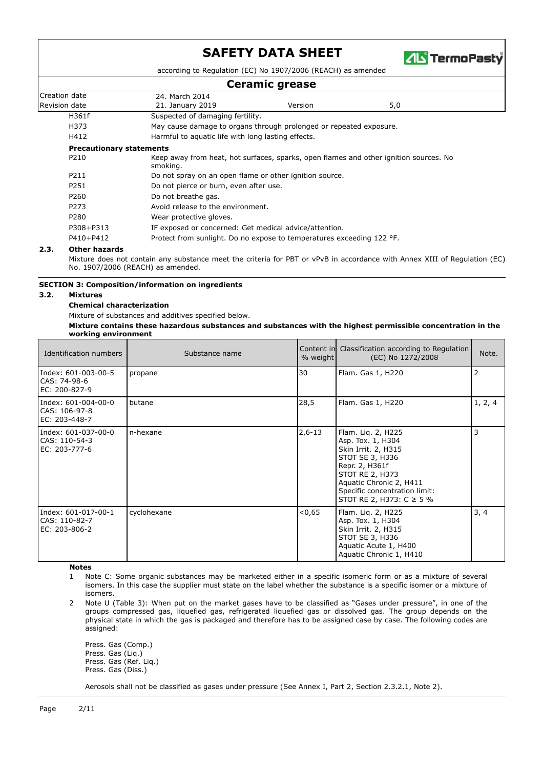| | |
|---|---|
| H361f | Suspected of damaging fertility. |
| H373 | May cause damage to organs through prolonged or repeated exposure. |
| H412 | Harmful to aquatic life with long lasting effects. |

**Precautionary statements**

| | |
|---|---|
| P210 | Keep away from heat, hot surfaces, sparks, open flames and other ignition sources. No smoking. |
| P211 | Do not spray on an open flame or other ignition source. |
| P251 | Do not pierce or burn, even after use. |
| P260 | Do not breathe gas. |
| P273 | Avoid release to the environment. |
| P280 | Wear protective gloves. |
| P308+P313 | IF exposed or concerned: Get medical advice/attention. |
| P410+P412 | Protect from sunlight. Do no expose to temperatures exceeding 122 °F. |

### 2.3. Other hazards

Mixture does not contain any substance meet the criteria for PBT or vPvB in accordance with Annex XIII of Regulation (EC) No. 1907/2006 (REACH) as amended.

## SECTION 3: Composition/information on ingredients

### 3.2. Mixtures

**Chemical characterization**

Mixture of substances and additives specified below.

**Mixture contains these hazardous substances and substances with the highest permissible concentration in the working environment**

| Identification numbers | Substance name | Content in % weight | Classification according to Regulation (EC) No 1272/2008 | Note. |
|---|---|---|---|---|
| Index: 601-003-00-5<br>CAS: 74-98-6<br>EC: 200-827-9 | propane | 30 | Flam. Gas 1, H220 | 2 |
| Index: 601-004-00-0<br>CAS: 106-97-8<br>EC: 203-448-7 | butane | 28,5 | Flam. Gas 1, H220 | 1, 2, 4 |
| Index: 601-037-00-0<br>CAS: 110-54-3<br>EC: 203-777-6 | n-hexane | 2,6-13 | Flam. Liq. 2, H225<br>Asp. Tox. 1, H304<br>Skin Irrit. 2, H315<br>STOT SE 3, H336<br>Repr. 2, H361f<br>STOT RE 2, H373<br>Aquatic Chronic 2, H411<br>Specific concentration limit:<br>STOT RE 2, H373: C ≥ 5 % | 3 |
| Index: 601-017-00-1<br>CAS: 110-82-7<br>EC: 203-806-2 | cyclohexane | <0,65 | Flam. Liq. 2, H225<br>Asp. Tox. 1, H304<br>Skin Irrit. 2, H315<br>STOT SE 3, H336<br>Aquatic Acute 1, H400<br>Aquatic Chronic 1, H410 | 3, 4 |

**Notes**

1. Note C: Some organic substances may be marketed either in a specific isomeric form or as a mixture of several isomers. In this case the supplier must state on the label whether the substance is a specific isomer or a mixture of isomers.
2. Note U (Table 3): When put on the market gases have to be classified as "Gases under pressure", in one of the groups compressed gas, liquefied gas, refrigerated liquefied gas or dissolved gas. The group depends on the physical state in which the gas is packaged and therefore has to be assigned case by case. The following codes are assigned:

   Press. Gas (Comp.)
   Press. Gas (Liq.)
   Press. Gas (Ref. Liq.)
   Press. Gas (Diss.)

   Aerosols shall not be classified as gases under pressure (See Annex I, Part 2, Section 2.3.2.1, Note 2).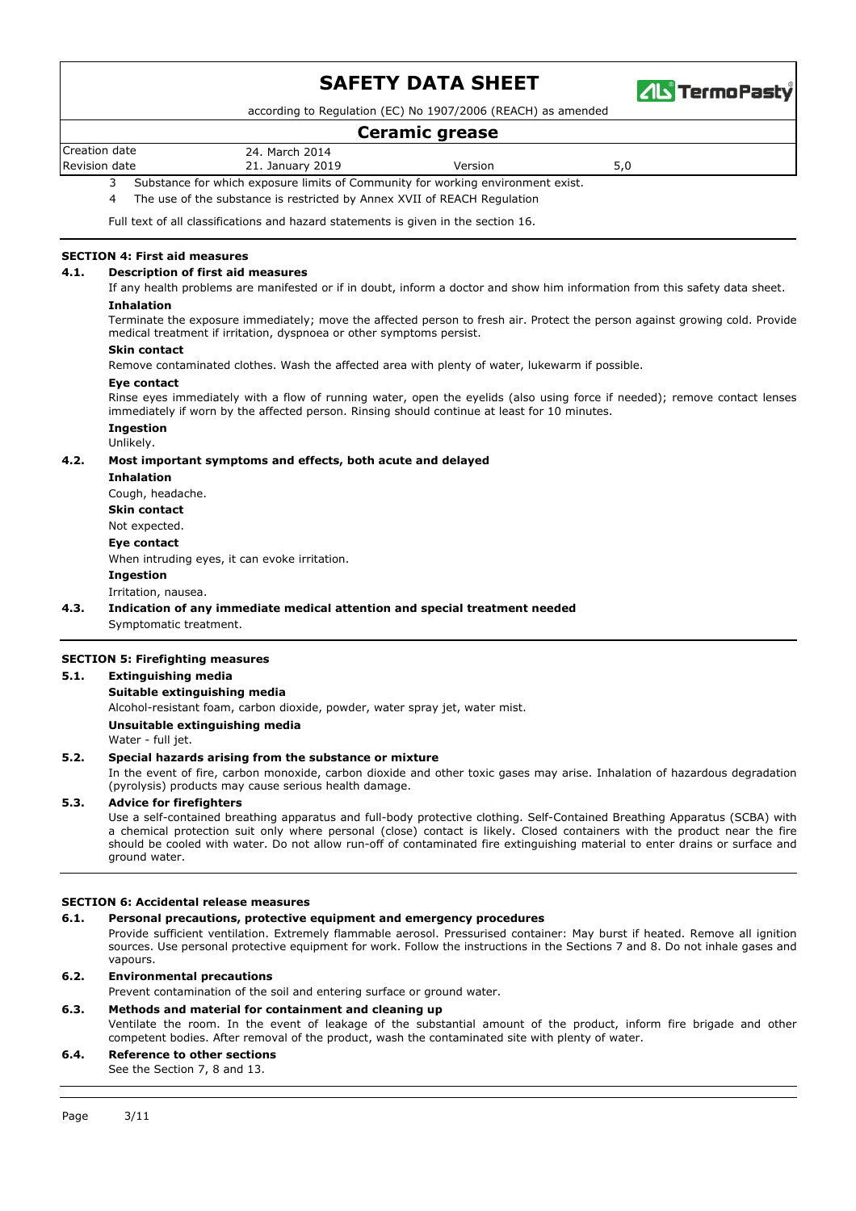3 Substance for which exposure limits of Community for working environment exist.

4 The use of the substance is restricted by Annex XVII of REACH Regulation

Full text of all classifications and hazard statements is given in the section 16.

## SECTION 4: First aid measures

### 4.1. Description of first aid measures

If any health problems are manifested or if in doubt, inform a doctor and show him information from this safety data sheet.

**Inhalation**

Terminate the exposure immediately; move the affected person to fresh air. Protect the person against growing cold. Provide medical treatment if irritation, dyspnoea or other symptoms persist.

**Skin contact**

Remove contaminated clothes. Wash the affected area with plenty of water, lukewarm if possible.

**Eye contact**

Rinse eyes immediately with a flow of running water, open the eyelids (also using force if needed); remove contact lenses immediately if worn by the affected person. Rinsing should continue at least for 10 minutes.

**Ingestion**

Unlikely.

### 4.2. Most important symptoms and effects, both acute and delayed

**Inhalation**

Cough, headache.

**Skin contact**

Not expected.

**Eye contact**

When intruding eyes, it can evoke irritation.

**Ingestion**

Irritation, nausea.

### 4.3. Indication of any immediate medical attention and special treatment needed

Symptomatic treatment.

## SECTION 5: Firefighting measures

### 5.1. Extinguishing media

**Suitable extinguishing media**

Alcohol-resistant foam, carbon dioxide, powder, water spray jet, water mist.

**Unsuitable extinguishing media**

Water - full jet.

### 5.2. Special hazards arising from the substance or mixture

In the event of fire, carbon monoxide, carbon dioxide and other toxic gases may arise. Inhalation of hazardous degradation (pyrolysis) products may cause serious health damage.

### 5.3. Advice for firefighters

Use a self-contained breathing apparatus and full-body protective clothing. Self-Contained Breathing Apparatus (SCBA) with a chemical protection suit only where personal (close) contact is likely. Closed containers with the product near the fire should be cooled with water. Do not allow run-off of contaminated fire extinguishing material to enter drains or surface and ground water.

## SECTION 6: Accidental release measures

### 6.1. Personal precautions, protective equipment and emergency procedures

Provide sufficient ventilation. Extremely flammable aerosol. Pressurised container: May burst if heated. Remove all ignition sources. Use personal protective equipment for work. Follow the instructions in the Sections 7 and 8. Do not inhale gases and vapours.

### 6.2. Environmental precautions

Prevent contamination of the soil and entering surface or ground water.

### 6.3. Methods and material for containment and cleaning up

Ventilate the room. In the event of leakage of the substantial amount of the product, inform fire brigade and other competent bodies. After removal of the product, wash the contaminated site with plenty of water.

### 6.4. Reference to other sections

See the Section 7, 8 and 13.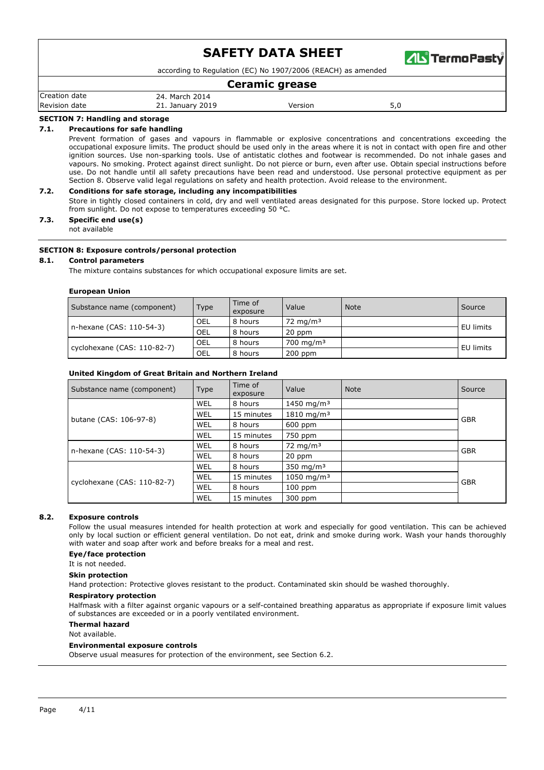## SECTION 7: Handling and storage

### 7.1. Precautions for safe handling

Prevent formation of gases and vapours in flammable or explosive concentrations and concentrations exceeding the occupational exposure limits. The product should be used only in the areas where it is not in contact with open fire and other ignition sources. Use non-sparking tools. Use of antistatic clothes and footwear is recommended. Do not inhale gases and vapours. No smoking. Protect against direct sunlight. Do not pierce or burn, even after use. Obtain special instructions before use. Do not handle until all safety precautions have been read and understood. Use personal protective equipment as per Section 8. Observe valid legal regulations on safety and health protection. Avoid release to the environment.

### 7.2. Conditions for safe storage, including any incompatibilities

Store in tightly closed containers in cold, dry and well ventilated areas designated for this purpose. Store locked up. Protect from sunlight. Do not expose to temperatures exceeding 50 °C.

### 7.3. Specific end use(s)

not available

## SECTION 8: Exposure controls/personal protection

### 8.1. Control parameters

The mixture contains substances for which occupational exposure limits are set.

**European Union**

| Substance name (component) | Type | Time of exposure | Value | Note | Source |
|---|---|---|---|---|---|
| n-hexane (CAS: 110-54-3) | OEL | 8 hours | 72 mg/m³ | | EU limits |
| | OEL | 8 hours | 20 ppm | | |
| cyclohexane (CAS: 110-82-7) | OEL | 8 hours | 700 mg/m³ | | EU limits |
| | OEL | 8 hours | 200 ppm | | |

**United Kingdom of Great Britain and Northern Ireland**

| Substance name (component) | Type | Time of exposure | Value | Note | Source |
|---|---|---|---|---|---|
| butane (CAS: 106-97-8) | WEL | 8 hours | 1450 mg/m³ | | GBR |
| | WEL | 15 minutes | 1810 mg/m³ | | |
| | WEL | 8 hours | 600 ppm | | |
| | WEL | 15 minutes | 750 ppm | | |
| n-hexane (CAS: 110-54-3) | WEL | 8 hours | 72 mg/m³ | | GBR |
| | WEL | 8 hours | 20 ppm | | |
| cyclohexane (CAS: 110-82-7) | WEL | 8 hours | 350 mg/m³ | | GBR |
| | WEL | 15 minutes | 1050 mg/m³ | | |
| | WEL | 8 hours | 100 ppm | | |
| | WEL | 15 minutes | 300 ppm | | |

### 8.2. Exposure controls

Follow the usual measures intended for health protection at work and especially for good ventilation. This can be achieved only by local suction or efficient general ventilation. Do not eat, drink and smoke during work. Wash your hands thoroughly with water and soap after work and before breaks for a meal and rest.

**Eye/face protection**

It is not needed.

**Skin protection**

Hand protection: Protective gloves resistant to the product. Contaminated skin should be washed thoroughly.

**Respiratory protection**

Halfmask with a filter against organic vapours or a self-contained breathing apparatus as appropriate if exposure limit values of substances are exceeded or in a poorly ventilated environment.

**Thermal hazard**

Not available.

**Environmental exposure controls**

Observe usual measures for protection of the environment, see Section 6.2.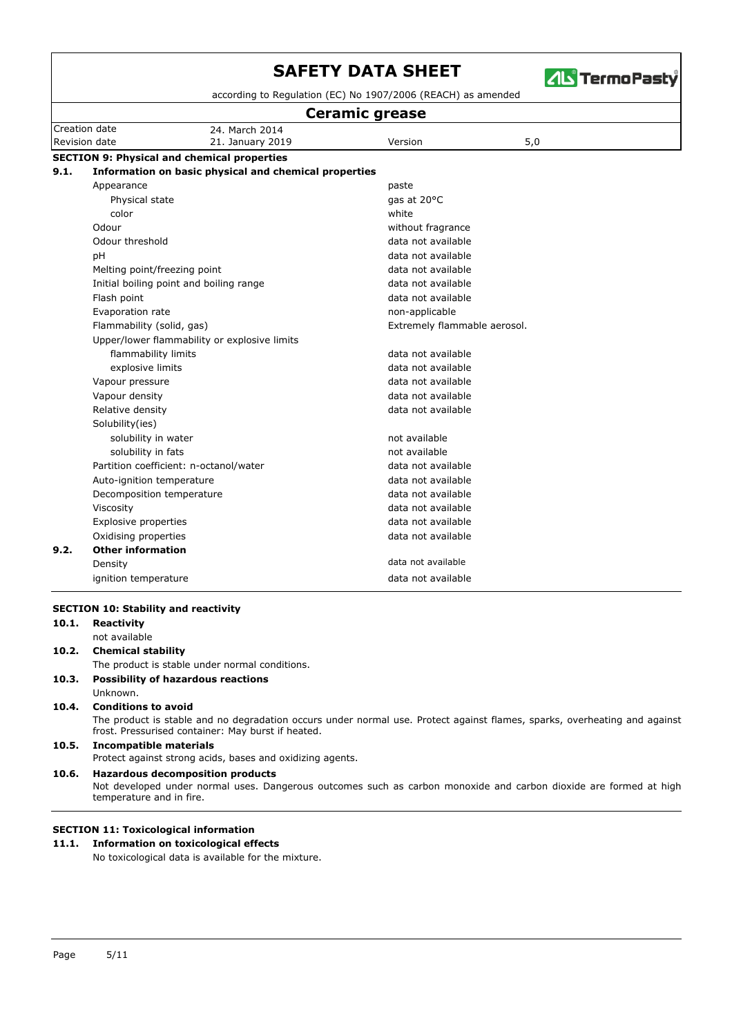## SECTION 9: Physical and chemical properties

### 9.1. Information on basic physical and chemical properties

| Property | Value |
|---|---|
| Appearance | paste |
| Physical state | gas at 20°C |
| color | white |
| Odour | without fragrance |
| Odour threshold | data not available |
| pH | data not available |
| Melting point/freezing point | data not available |
| Initial boiling point and boiling range | data not available |
| Flash point | data not available |
| Evaporation rate | non-applicable |
| Flammability (solid, gas) | Extremely flammable aerosol. |
| Upper/lower flammability or explosive limits | |
| flammability limits | data not available |
| explosive limits | data not available |
| Vapour pressure | data not available |
| Vapour density | data not available |
| Relative density | data not available |
| Solubility(ies) | |
| solubility in water | not available |
| solubility in fats | not available |
| Partition coefficient: n-octanol/water | data not available |
| Auto-ignition temperature | data not available |
| Decomposition temperature | data not available |
| Viscosity | data not available |
| Explosive properties | data not available |
| Oxidising properties | data not available |

### 9.2. Other information

| Property | Value |
|---|---|
| Density | data not available |
| ignition temperature | data not available |

## SECTION 10: Stability and reactivity

### 10.1. Reactivity

not available

### 10.2. Chemical stability

The product is stable under normal conditions.

### 10.3. Possibility of hazardous reactions

Unknown.

### 10.4. Conditions to avoid

The product is stable and no degradation occurs under normal use. Protect against flames, sparks, overheating and against frost. Pressurised container: May burst if heated.

### 10.5. Incompatible materials

Protect against strong acids, bases and oxidizing agents.

### 10.6. Hazardous decomposition products

Not developed under normal uses. Dangerous outcomes such as carbon monoxide and carbon dioxide are formed at high temperature and in fire.

## SECTION 11: Toxicological information

### 11.1. Information on toxicological effects

No toxicological data is available for the mixture.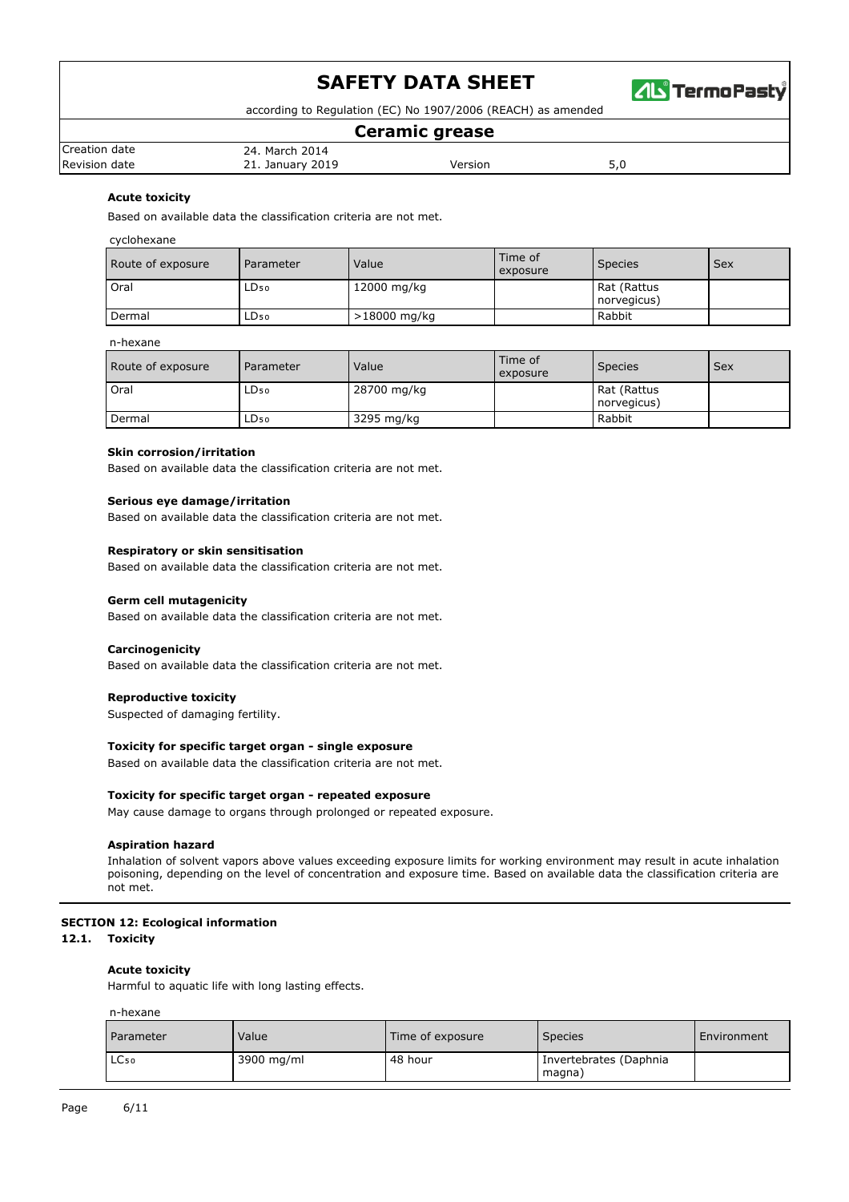### Acute toxicity

Based on available data the classification criteria are not met.

cyclohexane

| Route of exposure | Parameter | Value | Time of exposure | Species | Sex |
|---|---|---|---|---|---|
| Oral | $LD_{50}$ | 12000 mg/kg | | Rat (Rattus norvegicus) | |
| Dermal | $LD_{50}$ | >18000 mg/kg | | Rabbit | |

n-hexane

| Route of exposure | Parameter | Value | Time of exposure | Species | Sex |
|---|---|---|---|---|---|
| Oral | $LD_{50}$ | 28700 mg/kg | | Rat (Rattus norvegicus) | |
| Dermal | $LD_{50}$ | 3295 mg/kg | | Rabbit | |

### Skin corrosion/irritation

Based on available data the classification criteria are not met.

### Serious eye damage/irritation

Based on available data the classification criteria are not met.

### Respiratory or skin sensitisation

Based on available data the classification criteria are not met.

### Germ cell mutagenicity

Based on available data the classification criteria are not met.

### Carcinogenicity

Based on available data the classification criteria are not met.

### Reproductive toxicity

Suspected of damaging fertility.

### Toxicity for specific target organ - single exposure

Based on available data the classification criteria are not met.

### Toxicity for specific target organ - repeated exposure

May cause damage to organs through prolonged or repeated exposure.

### Aspiration hazard

Inhalation of solvent vapors above values exceeding exposure limits for working environment may result in acute inhalation poisoning, depending on the level of concentration and exposure time. Based on available data the classification criteria are not met.

## SECTION 12: Ecological information

### 12.1. Toxicity

### Acute toxicity

Harmful to aquatic life with long lasting effects.

n-hexane

| Parameter | Value | Time of exposure | Species | Environment |
|---|---|---|---|---|
| $LC_{50}$ | 3900 mg/ml | 48 hour | Invertebrates (Daphnia magna) | |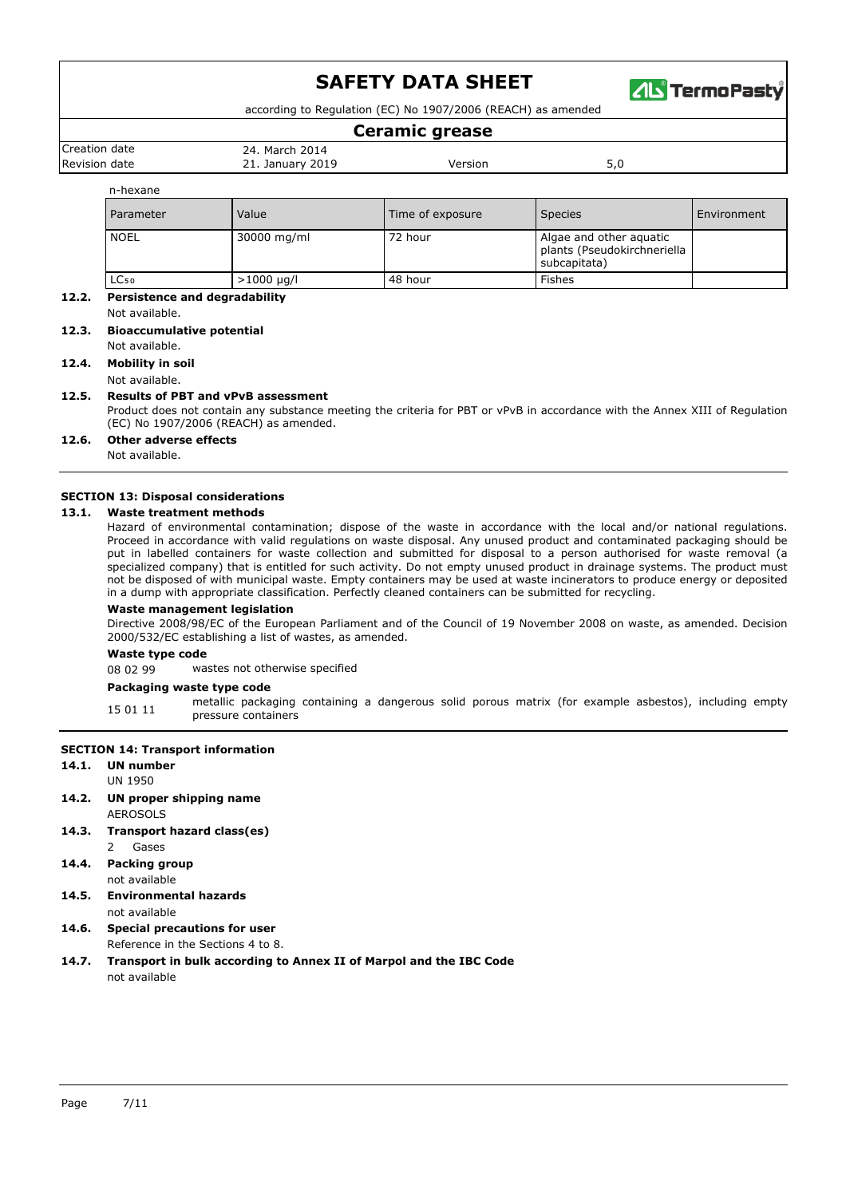n-hexane

| Parameter | Value | Time of exposure | Species | Environment |
| --- | --- | --- | --- | --- |
| NOEL | 30000 mg/ml | 72 hour | Algae and other aquatic plants (Pseudokirchneriella subcapitata) | |
| $LC_{50}$ | >1000 µg/l | 48 hour | Fishes | |

### 12.2. Persistence and degradability

Not available.

### 12.3. Bioaccumulative potential

Not available.

### 12.4. Mobility in soil

Not available.

### 12.5. Results of PBT and vPvB assessment

Product does not contain any substance meeting the criteria for PBT or vPvB in accordance with the Annex XIII of Regulation (EC) No 1907/2006 (REACH) as amended.

### 12.6. Other adverse effects

Not available.

## SECTION 13: Disposal considerations

### 13.1. Waste treatment methods

Hazard of environmental contamination; dispose of the waste in accordance with the local and/or national regulations. Proceed in accordance with valid regulations on waste disposal. Any unused product and contaminated packaging should be put in labelled containers for waste collection and submitted for disposal to a person authorised for waste removal (a specialized company) that is entitled for such activity. Do not empty unused product in drainage systems. The product must not be disposed of with municipal waste. Empty containers may be used at waste incinerators to produce energy or deposited in a dump with appropriate classification. Perfectly cleaned containers can be submitted for recycling.

**Waste management legislation**

Directive 2008/98/EC of the European Parliament and of the Council of 19 November 2008 on waste, as amended. Decision 2000/532/EC establishing a list of wastes, as amended.

**Waste type code**

08 02 99 wastes not otherwise specified

**Packaging waste type code**

15 01 11 metallic packaging containing a dangerous solid porous matrix (for example asbestos), including empty pressure containers

## SECTION 14: Transport information

### 14.1. UN number

UN 1950

### 14.2. UN proper shipping name

AEROSOLS

### 14.3. Transport hazard class(es)

2 Gases

### 14.4. Packing group

not available

### 14.5. Environmental hazards

not available

### 14.6. Special precautions for user

Reference in the Sections 4 to 8.

### 14.7. Transport in bulk according to Annex II of Marpol and the IBC Code

not available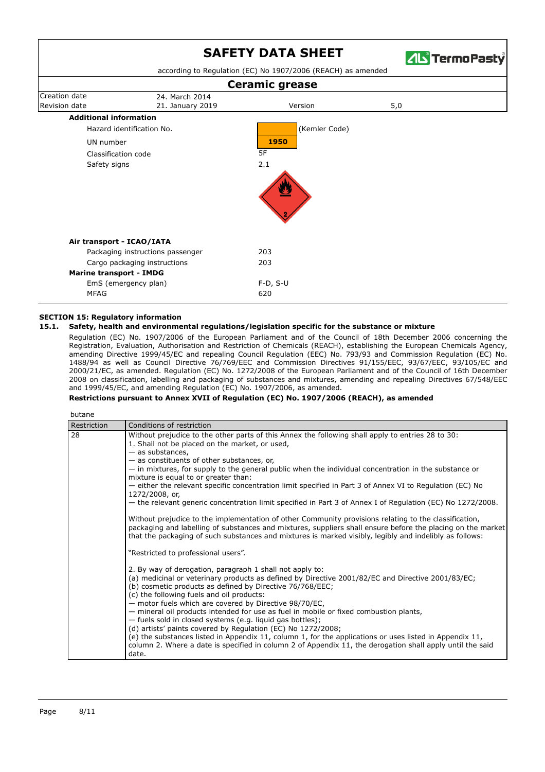**Additional information**

| | |
|---|---|
| Hazard identification No. | (Kemler Code) |
| UN number | 1950 |
| Classification code | 5F |
| Safety signs | 2.1 |

**Air transport - ICAO/IATA**

| | |
|---|---|
| Packaging instructions passenger | 203 |
| Cargo packaging instructions | 203 |

**Marine transport - IMDG**

| | |
|---|---|
| EmS (emergency plan) | F-D, S-U |
| MFAG | 620 |

## SECTION 15: Regulatory information

### 15.1. Safety, health and environmental regulations/legislation specific for the substance or mixture

Regulation (EC) No. 1907/2006 of the European Parliament and of the Council of 18th December 2006 concerning the Registration, Evaluation, Authorisation and Restriction of Chemicals (REACH), establishing the European Chemicals Agency, amending Directive 1999/45/EC and repealing Council Regulation (EEC) No. 793/93 and Commission Regulation (EC) No. 1488/94 as well as Council Directive 76/769/EEC and Commission Directives 91/155/EEC, 93/67/EEC, 93/105/EC and 2000/21/EC, as amended. Regulation (EC) No. 1272/2008 of the European Parliament and of the Council of 16th December 2008 on classification, labelling and packaging of substances and mixtures, amending and repealing Directives 67/548/EEC and 1999/45/EC, and amending Regulation (EC) No. 1907/2006, as amended.

**Restrictions pursuant to Annex XVII of Regulation (EC) No. 1907/2006 (REACH), as amended**

butane

| Restriction | Conditions of restriction |
|---|---|
| 28 | Without prejudice to the other parts of this Annex the following shall apply to entries 28 to 30:<br>1. Shall not be placed on the market, or used,<br>— as substances,<br>— as constituents of other substances, or,<br>— in mixtures, for supply to the general public when the individual concentration in the substance or mixture is equal to or greater than:<br>— either the relevant specific concentration limit specified in Part 3 of Annex VI to Regulation (EC) No 1272/2008, or,<br>— the relevant generic concentration limit specified in Part 3 of Annex I of Regulation (EC) No 1272/2008.<br><br>Without prejudice to the implementation of other Community provisions relating to the classification, packaging and labelling of substances and mixtures, suppliers shall ensure before the placing on the market that the packaging of such substances and mixtures is marked visibly, legibly and indelibly as follows:<br><br>"Restricted to professional users".<br><br>2. By way of derogation, paragraph 1 shall not apply to:<br>(a) medicinal or veterinary products as defined by Directive 2001/82/EC and Directive 2001/83/EC;<br>(b) cosmetic products as defined by Directive 76/768/EEC;<br>(c) the following fuels and oil products:<br>— motor fuels which are covered by Directive 98/70/EC,<br>— mineral oil products intended for use as fuel in mobile or fixed combustion plants,<br>— fuels sold in closed systems (e.g. liquid gas bottles);<br>(d) artists' paints covered by Regulation (EC) No 1272/2008;<br>(e) the substances listed in Appendix 11, column 1, for the applications or uses listed in Appendix 11, column 2. Where a date is specified in column 2 of Appendix 11, the derogation shall apply until the said date. |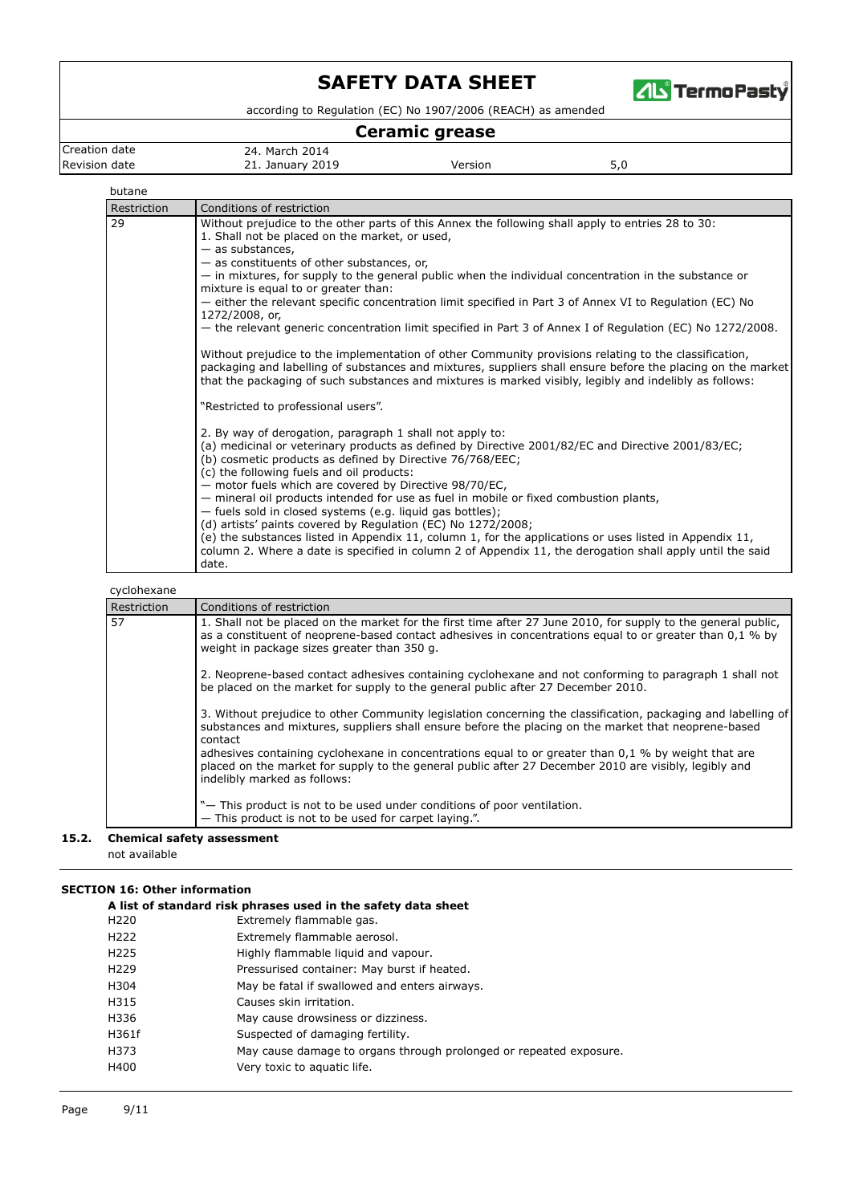butane

| Restriction | Conditions of restriction |
|---|---|
| 29 | Without prejudice to the other parts of this Annex the following shall apply to entries 28 to 30:<br>1. Shall not be placed on the market, or used,<br>— as substances,<br>— as constituents of other substances, or,<br>— in mixtures, for supply to the general public when the individual concentration in the substance or mixture is equal to or greater than:<br>— either the relevant specific concentration limit specified in Part 3 of Annex VI to Regulation (EC) No 1272/2008, or,<br>— the relevant generic concentration limit specified in Part 3 of Annex I of Regulation (EC) No 1272/2008.<br><br>Without prejudice to the implementation of other Community provisions relating to the classification, packaging and labelling of substances and mixtures, suppliers shall ensure before the placing on the market that the packaging of such substances and mixtures is marked visibly, legibly and indelibly as follows:<br><br>"Restricted to professional users".<br><br>2. By way of derogation, paragraph 1 shall not apply to:<br>(a) medicinal or veterinary products as defined by Directive 2001/82/EC and Directive 2001/83/EC;<br>(b) cosmetic products as defined by Directive 76/768/EEC;<br>(c) the following fuels and oil products:<br>— motor fuels which are covered by Directive 98/70/EC,<br>— mineral oil products intended for use as fuel in mobile or fixed combustion plants,<br>— fuels sold in closed systems (e.g. liquid gas bottles);<br>(d) artists' paints covered by Regulation (EC) No 1272/2008;<br>(e) the substances listed in Appendix 11, column 1, for the applications or uses listed in Appendix 11, column 2. Where a date is specified in column 2 of Appendix 11, the derogation shall apply until the said date. |

cyclohexane

| Restriction | Conditions of restriction |
|---|---|
| 57 | 1. Shall not be placed on the market for the first time after 27 June 2010, for supply to the general public, as a constituent of neoprene-based contact adhesives in concentrations equal to or greater than 0,1 % by weight in package sizes greater than 350 g.<br><br>2. Neoprene-based contact adhesives containing cyclohexane and not conforming to paragraph 1 shall not be placed on the market for supply to the general public after 27 December 2010.<br><br>3. Without prejudice to other Community legislation concerning the classification, packaging and labelling of substances and mixtures, suppliers shall ensure before the placing on the market that neoprene-based contact<br>adhesives containing cyclohexane in concentrations equal to or greater than 0,1 % by weight that are placed on the market for supply to the general public after 27 December 2010 are visibly, legibly and indelibly marked as follows:<br><br>"— This product is not to be used under conditions of poor ventilation.<br>— This product is not to be used for carpet laying.". |

### 15.2. Chemical safety assessment

not available

## SECTION 16: Other information

**A list of standard risk phrases used in the safety data sheet**

| | |
|---|---|
| H220 | Extremely flammable gas. |
| H222 | Extremely flammable aerosol. |
| H225 | Highly flammable liquid and vapour. |
| H229 | Pressurised container: May burst if heated. |
| H304 | May be fatal if swallowed and enters airways. |
| H315 | Causes skin irritation. |
| H336 | May cause drowsiness or dizziness. |
| H361f | Suspected of damaging fertility. |
| H373 | May cause damage to organs through prolonged or repeated exposure. |
| H400 | Very toxic to aquatic life. |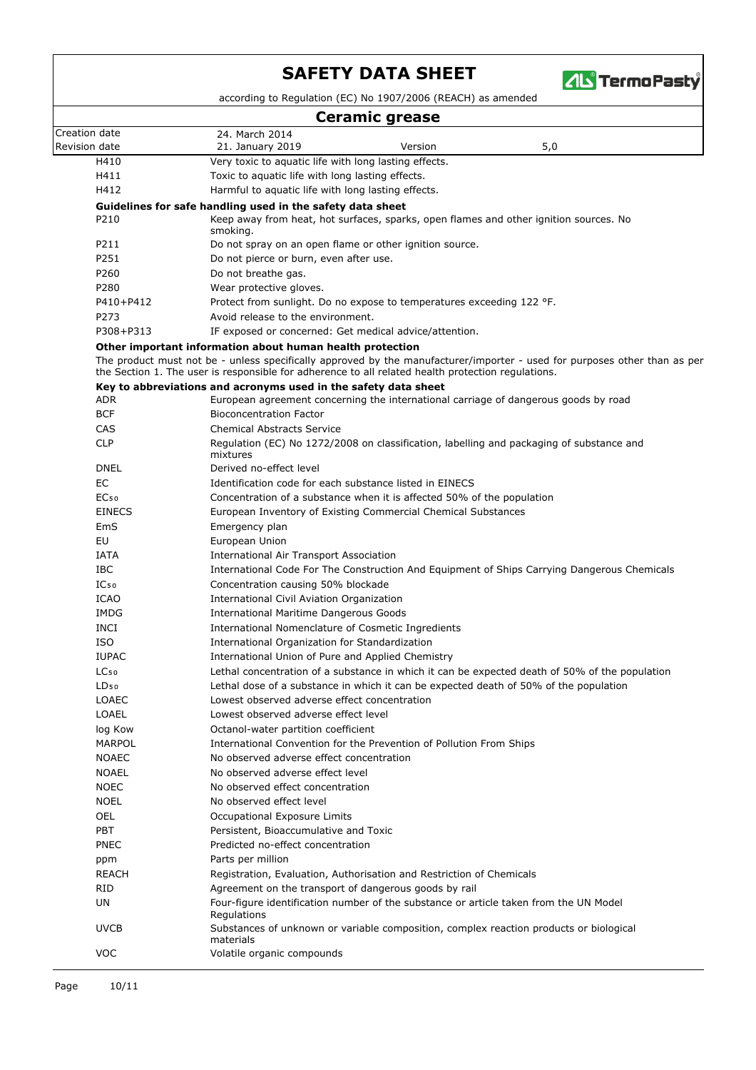| | |
|---|---|
| H410 | Very toxic to aquatic life with long lasting effects. |
| H411 | Toxic to aquatic life with long lasting effects. |
| H412 | Harmful to aquatic life with long lasting effects. |

**Guidelines for safe handling used in the safety data sheet**

| | |
|---|---|
| P210 | Keep away from heat, hot surfaces, sparks, open flames and other ignition sources. No smoking. |
| P211 | Do not spray on an open flame or other ignition source. |
| P251 | Do not pierce or burn, even after use. |
| P260 | Do not breathe gas. |
| P280 | Wear protective gloves. |
| P410+P412 | Protect from sunlight. Do no expose to temperatures exceeding 122 °F. |
| P273 | Avoid release to the environment. |
| P308+P313 | IF exposed or concerned: Get medical advice/attention. |

**Other important information about human health protection**

The product must not be - unless specifically approved by the manufacturer/importer - used for purposes other than as per the Section 1. The user is responsible for adherence to all related health protection regulations.

**Key to abbreviations and acronyms used in the safety data sheet**

| | |
|---|---|
| ADR | European agreement concerning the international carriage of dangerous goods by road |
| BCF | Bioconcentration Factor |
| CAS | Chemical Abstracts Service |
| CLP | Regulation (EC) No 1272/2008 on classification, labelling and packaging of substance and mixtures |
| DNEL | Derived no-effect level |
| EC | Identification code for each substance listed in EINECS |
| $EC_{50}$ | Concentration of a substance when it is affected 50% of the population |
| EINECS | European Inventory of Existing Commercial Chemical Substances |
| EmS | Emergency plan |
| EU | European Union |
| IATA | International Air Transport Association |
| IBC | International Code For The Construction And Equipment of Ships Carrying Dangerous Chemicals |
| $IC_{50}$ | Concentration causing 50% blockade |
| ICAO | International Civil Aviation Organization |
| IMDG | International Maritime Dangerous Goods |
| INCI | International Nomenclature of Cosmetic Ingredients |
| ISO | International Organization for Standardization |
| IUPAC | International Union of Pure and Applied Chemistry |
| $LC_{50}$ | Lethal concentration of a substance in which it can be expected death of 50% of the population |
| $LD_{50}$ | Lethal dose of a substance in which it can be expected death of 50% of the population |
| LOAEC | Lowest observed adverse effect concentration |
| LOAEL | Lowest observed adverse effect level |
| log Kow | Octanol-water partition coefficient |
| MARPOL | International Convention for the Prevention of Pollution From Ships |
| NOAEC | No observed adverse effect concentration |
| NOAEL | No observed adverse effect level |
| NOEC | No observed effect concentration |
| NOEL | No observed effect level |
| OEL | Occupational Exposure Limits |
| PBT | Persistent, Bioaccumulative and Toxic |
| PNEC | Predicted no-effect concentration |
| ppm | Parts per million |
| REACH | Registration, Evaluation, Authorisation and Restriction of Chemicals |
| RID | Agreement on the transport of dangerous goods by rail |
| UN | Four-figure identification number of the substance or article taken from the UN Model Regulations |
| UVCB | Substances of unknown or variable composition, complex reaction products or biological materials |
| VOC | Volatile organic compounds |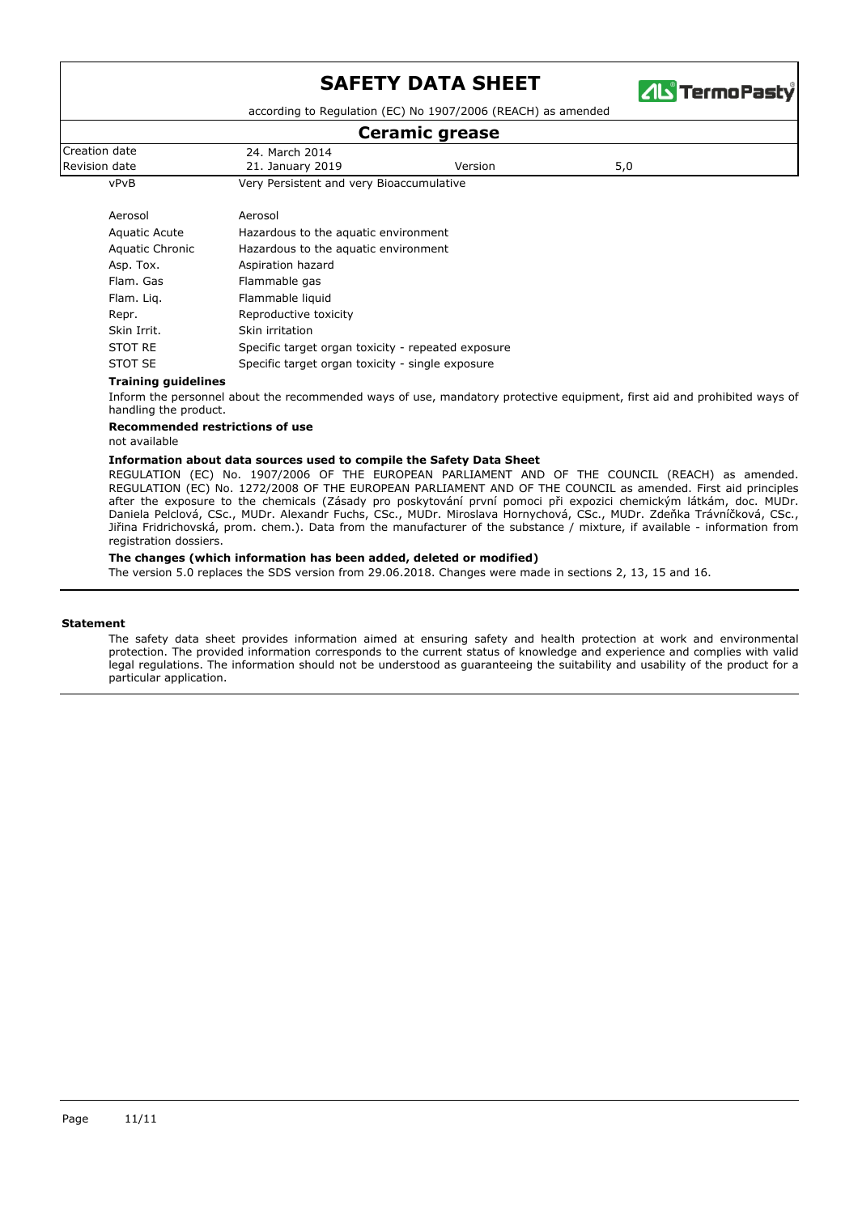| | |
|---|---|
| vPvB | Very Persistent and very Bioaccumulative |
| Aerosol | Aerosol |
| Aquatic Acute | Hazardous to the aquatic environment |
| Aquatic Chronic | Hazardous to the aquatic environment |
| Asp. Tox. | Aspiration hazard |
| Flam. Gas | Flammable gas |
| Flam. Liq. | Flammable liquid |
| Repr. | Reproductive toxicity |
| Skin Irrit. | Skin irritation |
| STOT RE | Specific target organ toxicity - repeated exposure |
| STOT SE | Specific target organ toxicity - single exposure |

**Training guidelines**

Inform the personnel about the recommended ways of use, mandatory protective equipment, first aid and prohibited ways of handling the product.

**Recommended restrictions of use**

not available

**Information about data sources used to compile the Safety Data Sheet**

REGULATION (EC) No. 1907/2006 OF THE EUROPEAN PARLIAMENT AND OF THE COUNCIL (REACH) as amended. REGULATION (EC) No. 1272/2008 OF THE EUROPEAN PARLIAMENT AND OF THE COUNCIL as amended. First aid principles after the exposure to the chemicals (Zásady pro poskytování první pomoci při expozici chemickým látkám, doc. MUDr. Daniela Pelclová, CSc., MUDr. Alexandr Fuchs, CSc., MUDr. Miroslava Hornychová, CSc., MUDr. Zdeňka Trávníčková, CSc., Jiřina Fridrichovská, prom. chem.). Data from the manufacturer of the substance / mixture, if available - information from registration dossiers.

**The changes (which information has been added, deleted or modified)**

The version 5.0 replaces the SDS version from 29.06.2018. Changes were made in sections 2, 13, 15 and 16.

**Statement**

The safety data sheet provides information aimed at ensuring safety and health protection at work and environmental protection. The provided information corresponds to the current status of knowledge and experience and complies with valid legal regulations. The information should not be understood as guaranteeing the suitability and usability of the product for a particular application.